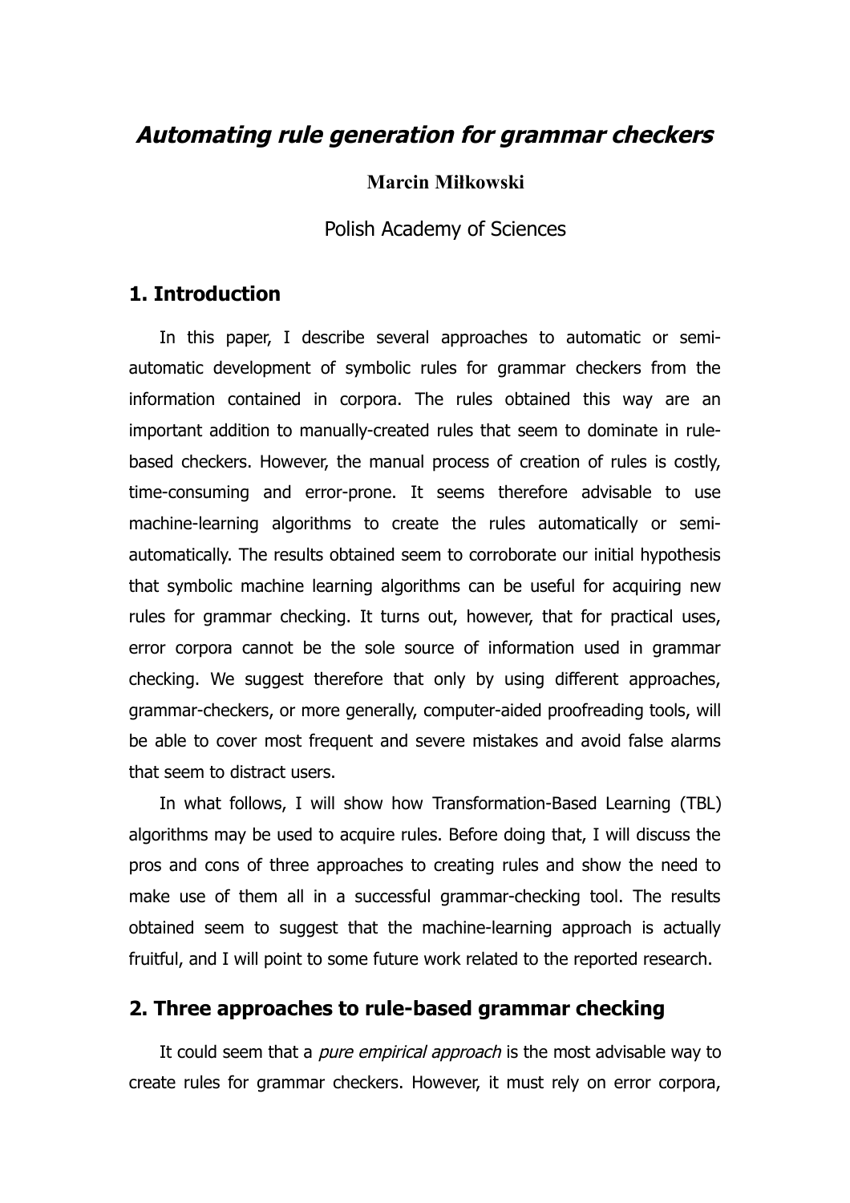# *Automating rule generation for grammar checkers*

**Marcin Miłkowski**

Polish Academy of Sciences

## 1. Introduction

In this paper, I describe several approaches to automatic or semi-automatic development of symbolic rules for grammar checkers from the information contained in corpora. The rules obtained this way are an important addition to manually-created rules that seem to dominate in rule-based checkers. However, the manual process of creation of rules is costly, time-consuming and error-prone. It seems therefore advisable to use machine-learning algorithms to create the rules automatically or semi-automatically. The results obtained seem to corroborate our initial hypothesis that symbolic machine learning algorithms can be useful for acquiring new rules for grammar checking. It turns out, however, that for practical uses, error corpora cannot be the sole source of information used in grammar checking. We suggest therefore that only by using different approaches, grammar-checkers, or more generally, computer-aided proofreading tools, will be able to cover most frequent and severe mistakes and avoid false alarms that seem to distract users.

In what follows, I will show how Transformation-Based Learning (TBL) algorithms may be used to acquire rules. Before doing that, I will discuss the pros and cons of three approaches to creating rules and show the need to make use of them all in a successful grammar-checking tool. The results obtained seem to suggest that the machine-learning approach is actually fruitful, and I will point to some future work related to the reported research.

## 2. Three approaches to rule-based grammar checking

It could seem that a *pure empirical approach* is the most advisable way to create rules for grammar checkers. However, it must rely on error corpora,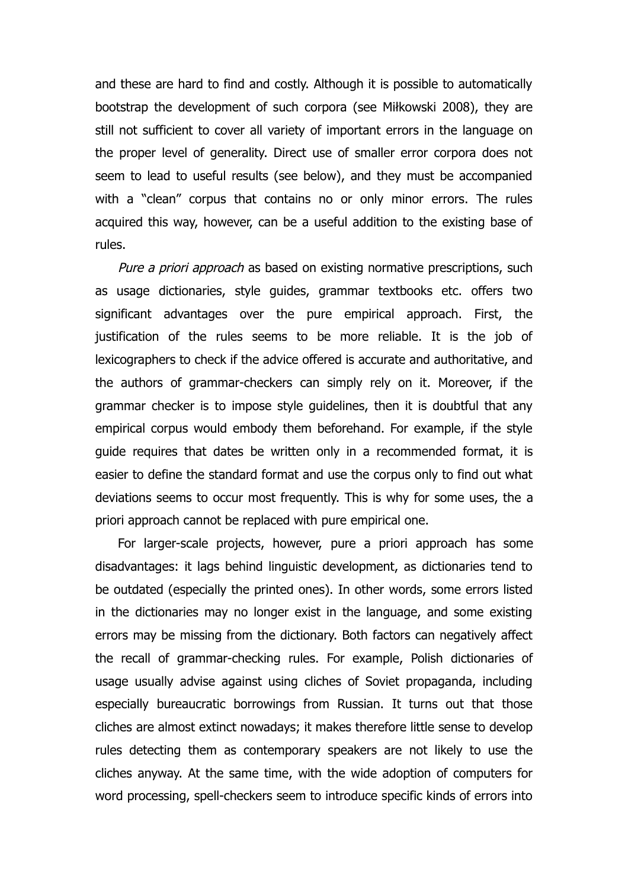and these are hard to find and costly. Although it is possible to automatically bootstrap the development of such corpora (see Miłkowski 2008), they are still not sufficient to cover all variety of important errors in the language on the proper level of generality. Direct use of smaller error corpora does not seem to lead to useful results (see below), and they must be accompanied with a "clean" corpus that contains no or only minor errors. The rules acquired this way, however, can be a useful addition to the existing base of rules.

*Pure a priori approach* as based on existing normative prescriptions, such as usage dictionaries, style guides, grammar textbooks etc. offers two significant advantages over the pure empirical approach. First, the justification of the rules seems to be more reliable. It is the job of lexicographers to check if the advice offered is accurate and authoritative, and the authors of grammar-checkers can simply rely on it. Moreover, if the grammar checker is to impose style guidelines, then it is doubtful that any empirical corpus would embody them beforehand. For example, if the style guide requires that dates be written only in a recommended format, it is easier to define the standard format and use the corpus only to find out what deviations seems to occur most frequently. This is why for some uses, the a priori approach cannot be replaced with pure empirical one.

For larger-scale projects, however, pure a priori approach has some disadvantages: it lags behind linguistic development, as dictionaries tend to be outdated (especially the printed ones). In other words, some errors listed in the dictionaries may no longer exist in the language, and some existing errors may be missing from the dictionary. Both factors can negatively affect the recall of grammar-checking rules. For example, Polish dictionaries of usage usually advise against using cliches of Soviet propaganda, including especially bureaucratic borrowings from Russian. It turns out that those cliches are almost extinct nowadays; it makes therefore little sense to develop rules detecting them as contemporary speakers are not likely to use the cliches anyway. At the same time, with the wide adoption of computers for word processing, spell-checkers seem to introduce specific kinds of errors into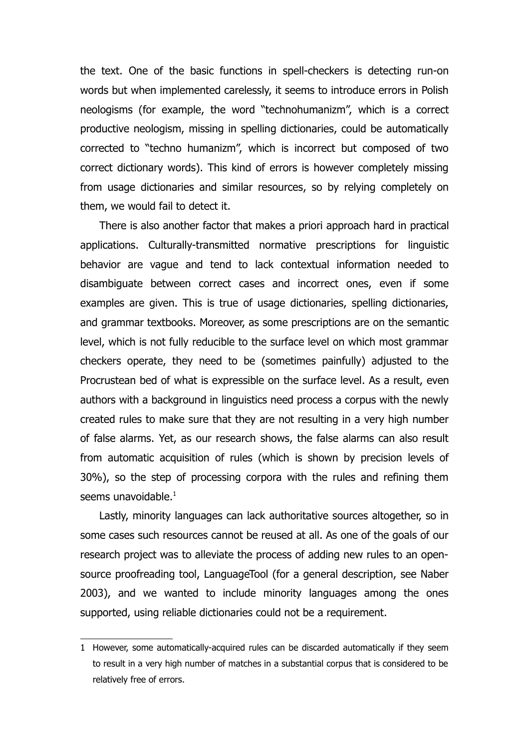the text. One of the basic functions in spell-checkers is detecting run-on words but when implemented carelessly, it seems to introduce errors in Polish neologisms (for example, the word "technohumanizm", which is a correct productive neologism, missing in spelling dictionaries, could be automatically corrected to "techno humanizm", which is incorrect but composed of two correct dictionary words). This kind of errors is however completely missing from usage dictionaries and similar resources, so by relying completely on them, we would fail to detect it.

There is also another factor that makes a priori approach hard in practical applications. Culturally-transmitted normative prescriptions for linguistic behavior are vague and tend to lack contextual information needed to disambiguate between correct cases and incorrect ones, even if some examples are given. This is true of usage dictionaries, spelling dictionaries, and grammar textbooks. Moreover, as some prescriptions are on the semantic level, which is not fully reducible to the surface level on which most grammar checkers operate, they need to be (sometimes painfully) adjusted to the Procrustean bed of what is expressible on the surface level. As a result, even authors with a background in linguistics need process a corpus with the newly created rules to make sure that they are not resulting in a very high number of false alarms. Yet, as our research shows, the false alarms can also result from automatic acquisition of rules (which is shown by precision levels of 30%), so the step of processing corpora with the rules and refining them seems unavoidable.[1]

Lastly, minority languages can lack authoritative sources altogether, so in some cases such resources cannot be reused at all. As one of the goals of our research project was to alleviate the process of adding new rules to an open-source proofreading tool, LanguageTool (for a general description, see Naber 2003), and we wanted to include minority languages among the ones supported, using reliable dictionaries could not be a requirement.

---

1 However, some automatically-acquired rules can be discarded automatically if they seem to result in a very high number of matches in a substantial corpus that is considered to be relatively free of errors.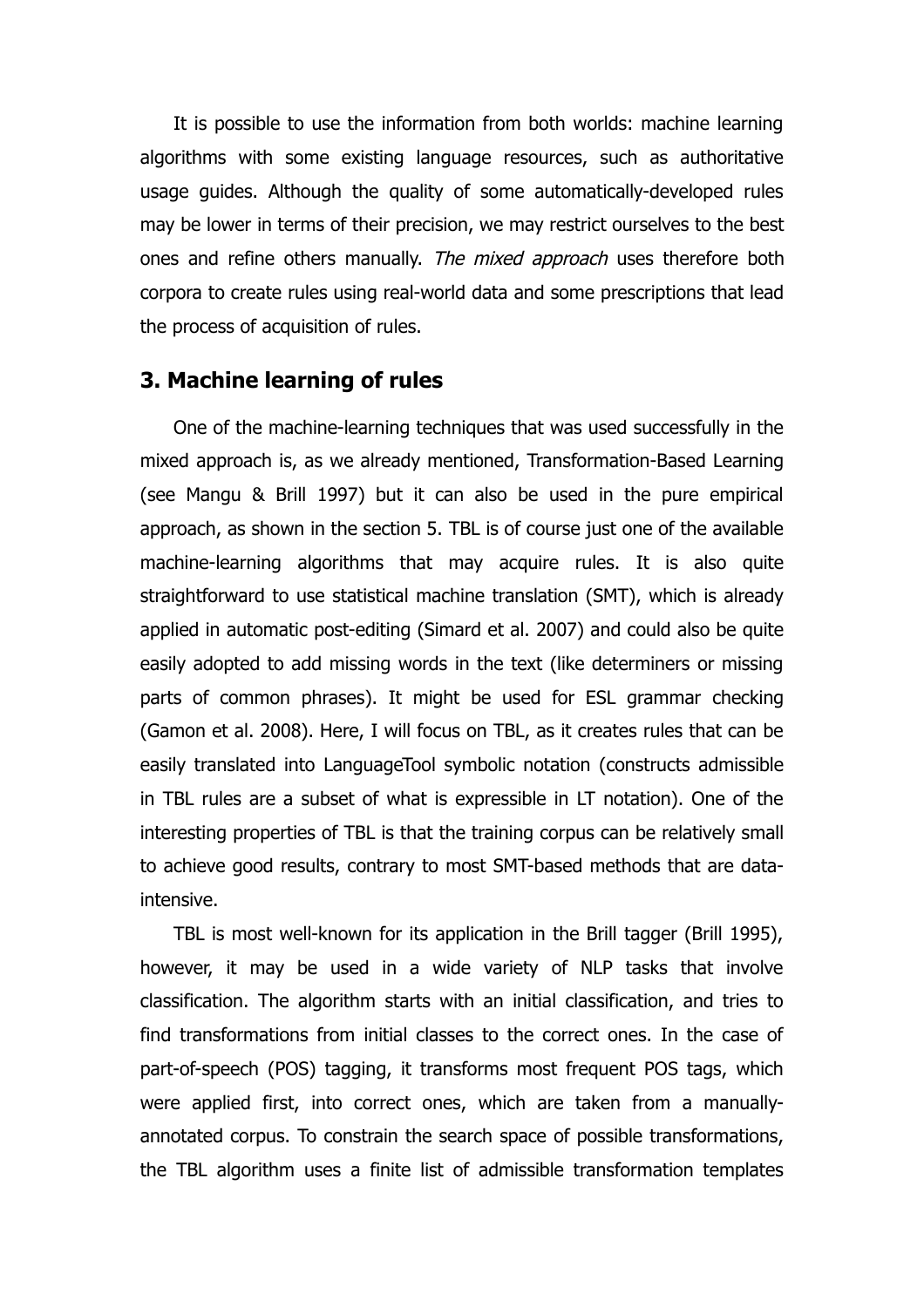It is possible to use the information from both worlds: machine learning algorithms with some existing language resources, such as authoritative usage guides. Although the quality of some automatically-developed rules may be lower in terms of their precision, we may restrict ourselves to the best ones and refine others manually. *The mixed approach* uses therefore both corpora to create rules using real-world data and some prescriptions that lead the process of acquisition of rules.

## 3. Machine learning of rules

One of the machine-learning techniques that was used successfully in the mixed approach is, as we already mentioned, Transformation-Based Learning (see Mangu & Brill 1997) but it can also be used in the pure empirical approach, as shown in the section 5. TBL is of course just one of the available machine-learning algorithms that may acquire rules. It is also quite straightforward to use statistical machine translation (SMT), which is already applied in automatic post-editing (Simard et al. 2007) and could also be quite easily adopted to add missing words in the text (like determiners or missing parts of common phrases). It might be used for ESL grammar checking (Gamon et al. 2008). Here, I will focus on TBL, as it creates rules that can be easily translated into LanguageTool symbolic notation (constructs admissible in TBL rules are a subset of what is expressible in LT notation). One of the interesting properties of TBL is that the training corpus can be relatively small to achieve good results, contrary to most SMT-based methods that are data-intensive.

TBL is most well-known for its application in the Brill tagger (Brill 1995), however, it may be used in a wide variety of NLP tasks that involve classification. The algorithm starts with an initial classification, and tries to find transformations from initial classes to the correct ones. In the case of part-of-speech (POS) tagging, it transforms most frequent POS tags, which were applied first, into correct ones, which are taken from a manually-annotated corpus. To constrain the search space of possible transformations, the TBL algorithm uses a finite list of admissible transformation templates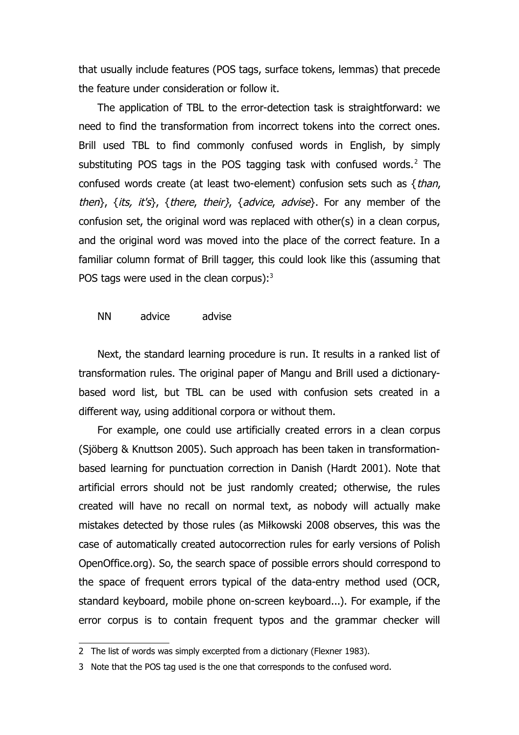that usually include features (POS tags, surface tokens, lemmas) that precede the feature under consideration or follow it.

The application of TBL to the error-detection task is straightforward: we need to find the transformation from incorrect tokens into the correct ones. Brill used TBL to find commonly confused words in English, by simply substituting POS tags in the POS tagging task with confused words.[2] The confused words create (at least two-element) confusion sets such as {*than*, *then*}, {*its, it's*}, {*there*, *their}*, {*advice*, *advise*}. For any member of the confusion set, the original word was replaced with other(s) in a clean corpus, and the original word was moved into the place of the correct feature. In a familiar column format of Brill tagger, this could look like this (assuming that POS tags were used in the clean corpus):[3]

```
NN    advice    advise
```

Next, the standard learning procedure is run. It results in a ranked list of transformation rules. The original paper of Mangu and Brill used a dictionary-based word list, but TBL can be used with confusion sets created in a different way, using additional corpora or without them.

For example, one could use artificially created errors in a clean corpus (Sjöberg & Knuttson 2005). Such approach has been taken in transformation-based learning for punctuation correction in Danish (Hardt 2001). Note that artificial errors should not be just randomly created; otherwise, the rules created will have no recall on normal text, as nobody will actually make mistakes detected by those rules (as Miłkowski 2008 observes, this was the case of automatically created autocorrection rules for early versions of Polish OpenOffice.org). So, the search space of possible errors should correspond to the space of frequent errors typical of the data-entry method used (OCR, standard keyboard, mobile phone on-screen keyboard...). For example, if the error corpus is to contain frequent typos and the grammar checker will

---

2 The list of words was simply excerpted from a dictionary (Flexner 1983).

3 Note that the POS tag used is the one that corresponds to the confused word.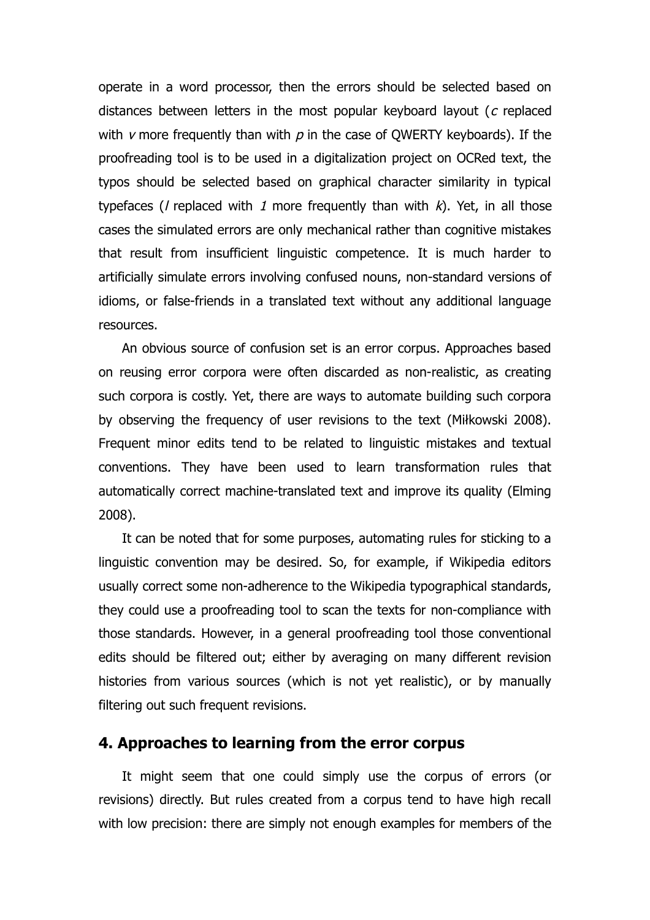operate in a word processor, then the errors should be selected based on distances between letters in the most popular keyboard layout (*c* replaced with *v* more frequently than with *p* in the case of QWERTY keyboards). If the proofreading tool is to be used in a digitalization project on OCRed text, the typos should be selected based on graphical character similarity in typical typefaces (*l* replaced with *1* more frequently than with *k*). Yet, in all those cases the simulated errors are only mechanical rather than cognitive mistakes that result from insufficient linguistic competence. It is much harder to artificially simulate errors involving confused nouns, non-standard versions of idioms, or false-friends in a translated text without any additional language resources.

An obvious source of confusion set is an error corpus. Approaches based on reusing error corpora were often discarded as non-realistic, as creating such corpora is costly. Yet, there are ways to automate building such corpora by observing the frequency of user revisions to the text (Miłkowski 2008). Frequent minor edits tend to be related to linguistic mistakes and textual conventions. They have been used to learn transformation rules that automatically correct machine-translated text and improve its quality (Elming 2008).

It can be noted that for some purposes, automating rules for sticking to a linguistic convention may be desired. So, for example, if Wikipedia editors usually correct some non-adherence to the Wikipedia typographical standards, they could use a proofreading tool to scan the texts for non-compliance with those standards. However, in a general proofreading tool those conventional edits should be filtered out; either by averaging on many different revision histories from various sources (which is not yet realistic), or by manually filtering out such frequent revisions.

## 4. Approaches to learning from the error corpus

It might seem that one could simply use the corpus of errors (or revisions) directly. But rules created from a corpus tend to have high recall with low precision: there are simply not enough examples for members of the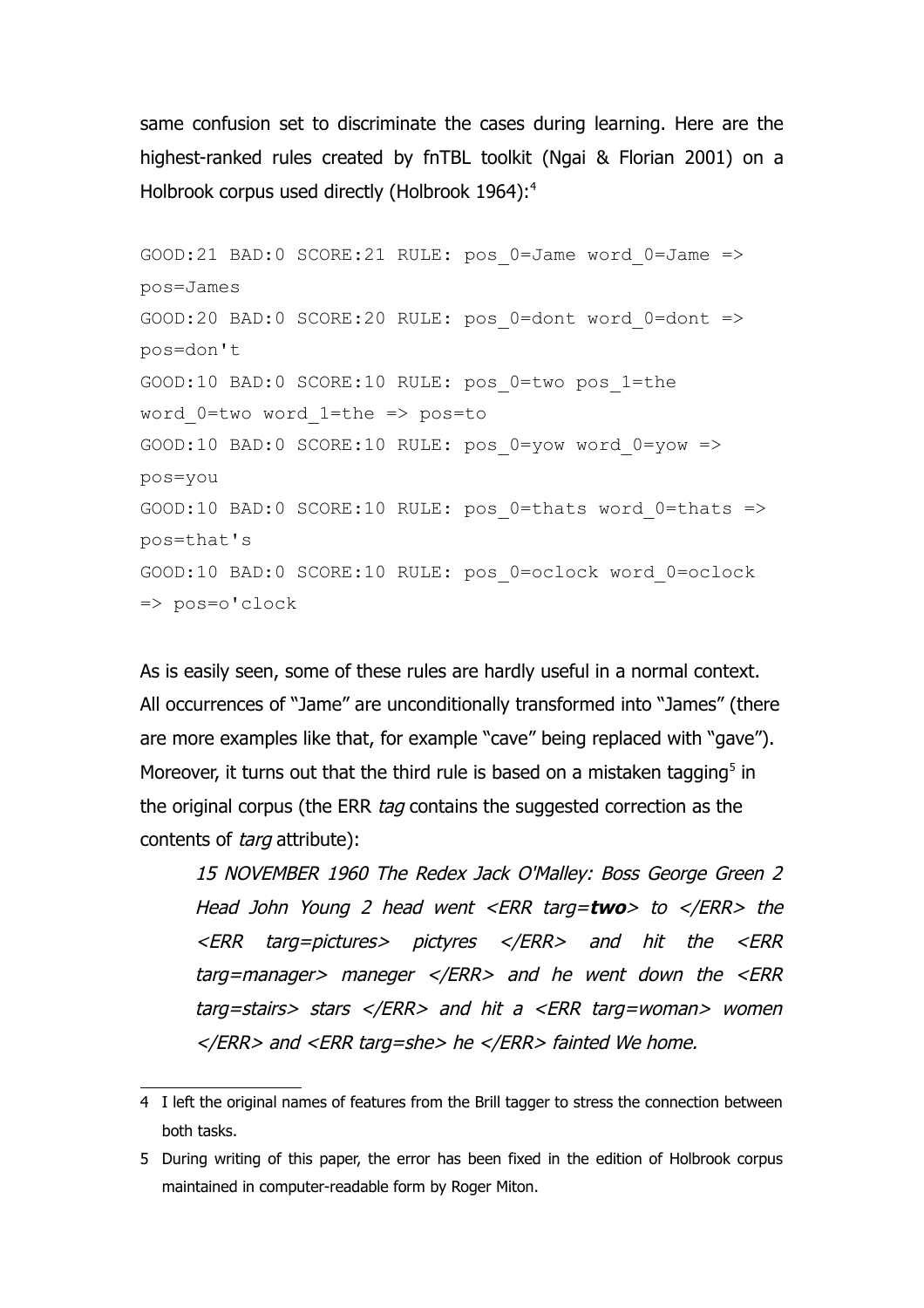same confusion set to discriminate the cases during learning. Here are the highest-ranked rules created by fnTBL toolkit (Ngai & Florian 2001) on a Holbrook corpus used directly (Holbrook 1964):[4]

```
GOOD:21 BAD:0 SCORE:21 RULE: pos_0=Jame word_0=Jame =>
pos=James
GOOD:20 BAD:0 SCORE:20 RULE: pos_0=dont word_0=dont =>
pos=don't
GOOD:10 BAD:0 SCORE:10 RULE: pos_0=two pos_1=the
word_0=two word_1=the => pos=to
GOOD:10 BAD:0 SCORE:10 RULE: pos_0=yow word_0=yow =>
pos=you
GOOD:10 BAD:0 SCORE:10 RULE: pos_0=thats word_0=thats =>
pos=that's
GOOD:10 BAD:0 SCORE:10 RULE: pos_0=oclock word_0=oclock
=> pos=o'clock
```

As is easily seen, some of these rules are hardly useful in a normal context. All occurrences of "Jame" are unconditionally transformed into "James" (there are more examples like that, for example "cave" being replaced with "gave"). Moreover, it turns out that the third rule is based on a mistaken tagging[5] in the original corpus (the ERR *tag* contains the suggested correction as the contents of *targ* attribute):

> *15 NOVEMBER 1960 The Redex Jack O'Malley: Boss George Green 2 Head John Young 2 head went <ERR targ=**two**> to </ERR> the <ERR targ=pictures> pictyres </ERR> and hit the <ERR targ=manager> maneger </ERR> and he went down the <ERR targ=stairs> stars </ERR> and hit a <ERR targ=woman> women </ERR> and <ERR targ=she> he </ERR> fainted We home.*

---

4 I left the original names of features from the Brill tagger to stress the connection between both tasks.

5 During writing of this paper, the error has been fixed in the edition of Holbrook corpus maintained in computer-readable form by Roger Miton.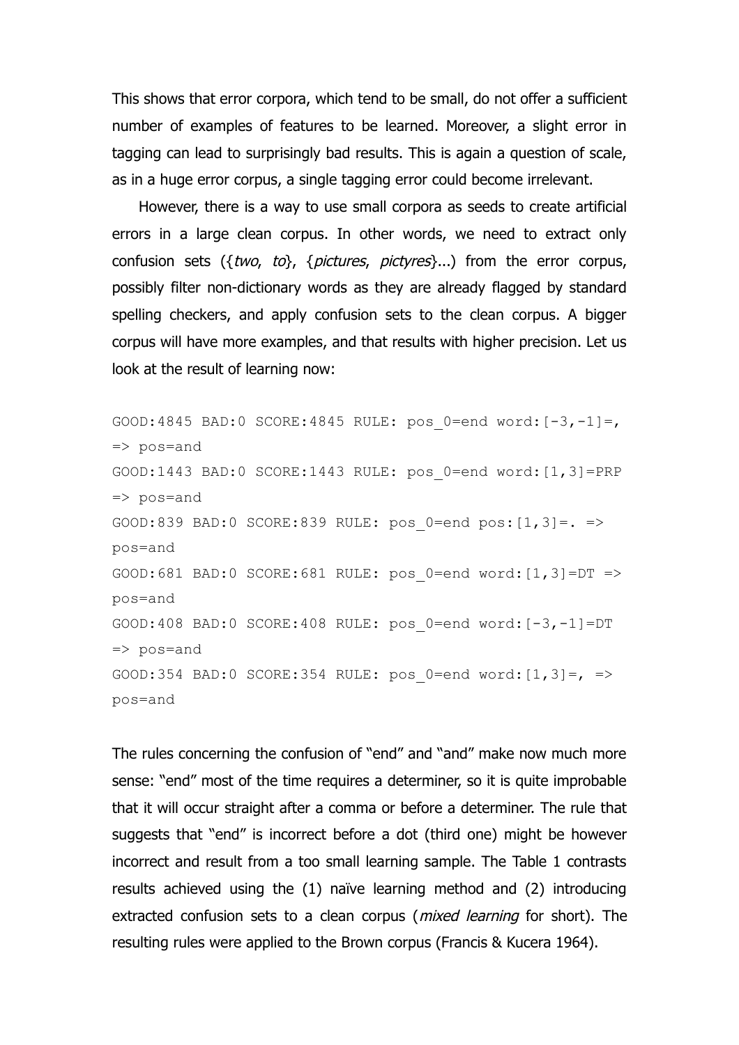This shows that error corpora, which tend to be small, do not offer a sufficient number of examples of features to be learned. Moreover, a slight error in tagging can lead to surprisingly bad results. This is again a question of scale, as in a huge error corpus, a single tagging error could become irrelevant.

However, there is a way to use small corpora as seeds to create artificial errors in a large clean corpus. In other words, we need to extract only confusion sets ({*two*, *to*}, {*pictures*, *pictyres*}...) from the error corpus, possibly filter non-dictionary words as they are already flagged by standard spelling checkers, and apply confusion sets to the clean corpus. A bigger corpus will have more examples, and that results with higher precision. Let us look at the result of learning now:

```
GOOD:4845 BAD:0 SCORE:4845 RULE: pos_0=end word:[-3,-1]=,
=> pos=and
GOOD:1443 BAD:0 SCORE:1443 RULE: pos_0=end word:[1,3]=PRP
=> pos=and
GOOD:839 BAD:0 SCORE:839 RULE: pos_0=end pos:[1,3]=. =>
pos=and
GOOD:681 BAD:0 SCORE:681 RULE: pos_0=end word:[1,3]=DT =>
pos=and
GOOD:408 BAD:0 SCORE:408 RULE: pos_0=end word:[-3,-1]=DT
=> pos=and
GOOD:354 BAD:0 SCORE:354 RULE: pos_0=end word:[1,3]=, =>
pos=and
```

The rules concerning the confusion of "end" and "and" make now much more sense: "end" most of the time requires a determiner, so it is quite improbable that it will occur straight after a comma or before a determiner. The rule that suggests that "end" is incorrect before a dot (third one) might be however incorrect and result from a too small learning sample. The Table 1 contrasts results achieved using the (1) naïve learning method and (2) introducing extracted confusion sets to a clean corpus (*mixed learning* for short). The resulting rules were applied to the Brown corpus (Francis & Kucera 1964).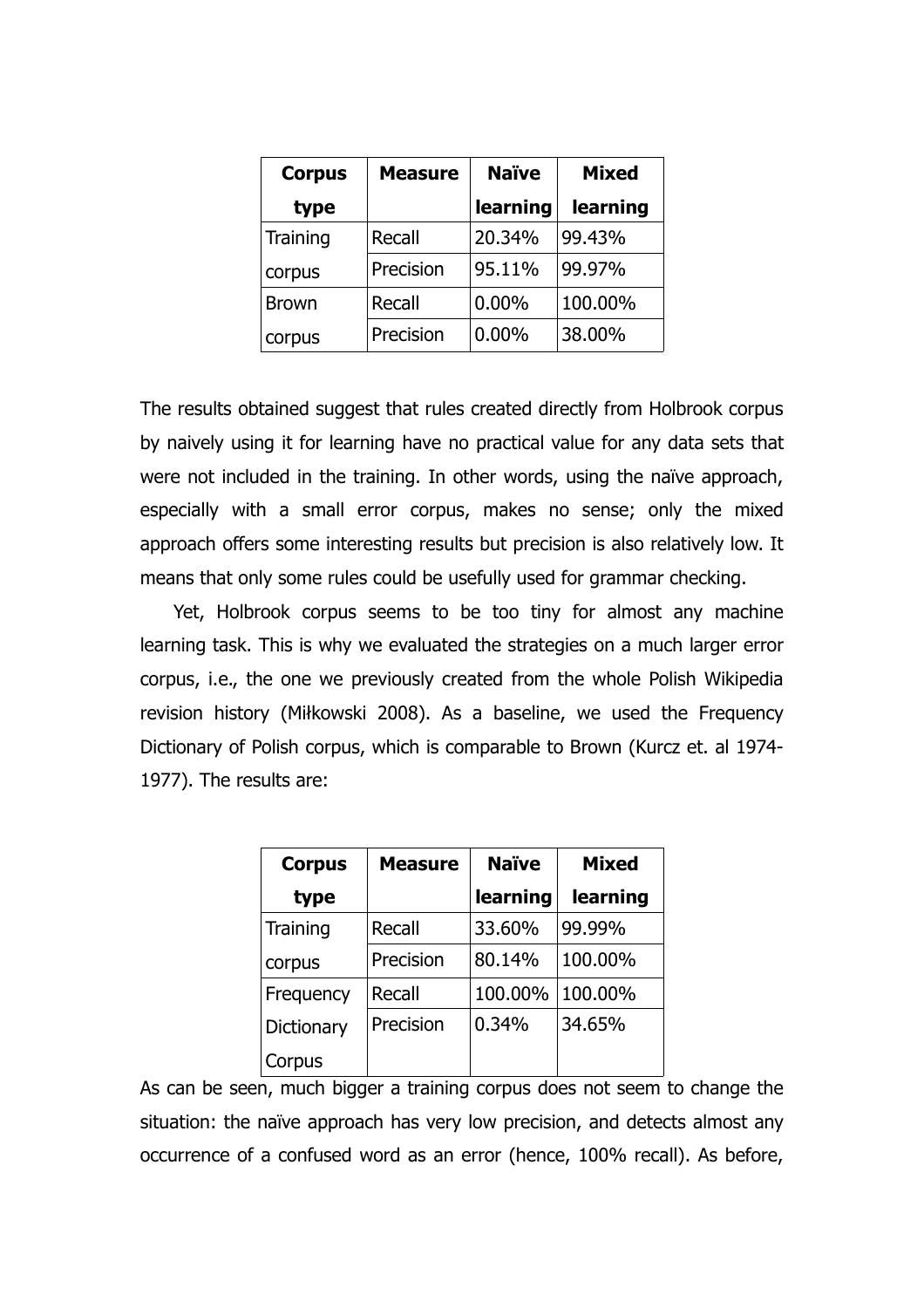| Corpus type | Measure | Naïve learning | Mixed learning |
|---|---|---|---|
| Training corpus | Recall | 20.34% | 99.43% |
| | Precision | 95.11% | 99.97% |
| Brown corpus | Recall | 0.00% | 100.00% |
| | Precision | 0.00% | 38.00% |

The results obtained suggest that rules created directly from Holbrook corpus by naively using it for learning have no practical value for any data sets that were not included in the training. In other words, using the naïve approach, especially with a small error corpus, makes no sense; only the mixed approach offers some interesting results but precision is also relatively low. It means that only some rules could be usefully used for grammar checking.

Yet, Holbrook corpus seems to be too tiny for almost any machine learning task. This is why we evaluated the strategies on a much larger error corpus, i.e., the one we previously created from the whole Polish Wikipedia revision history (Miłkowski 2008). As a baseline, we used the Frequency Dictionary of Polish corpus, which is comparable to Brown (Kurcz et. al 1974-1977). The results are:

| Corpus type | Measure | Naïve learning | Mixed learning |
|---|---|---|---|
| Training corpus | Recall | 33.60% | 99.99% |
| | Precision | 80.14% | 100.00% |
| Frequency Dictionary Corpus | Recall | 100.00% | 100.00% |
| | Precision | 0.34% | 34.65% |

As can be seen, much bigger a training corpus does not seem to change the situation: the naïve approach has very low precision, and detects almost any occurrence of a confused word as an error (hence, 100% recall). As before,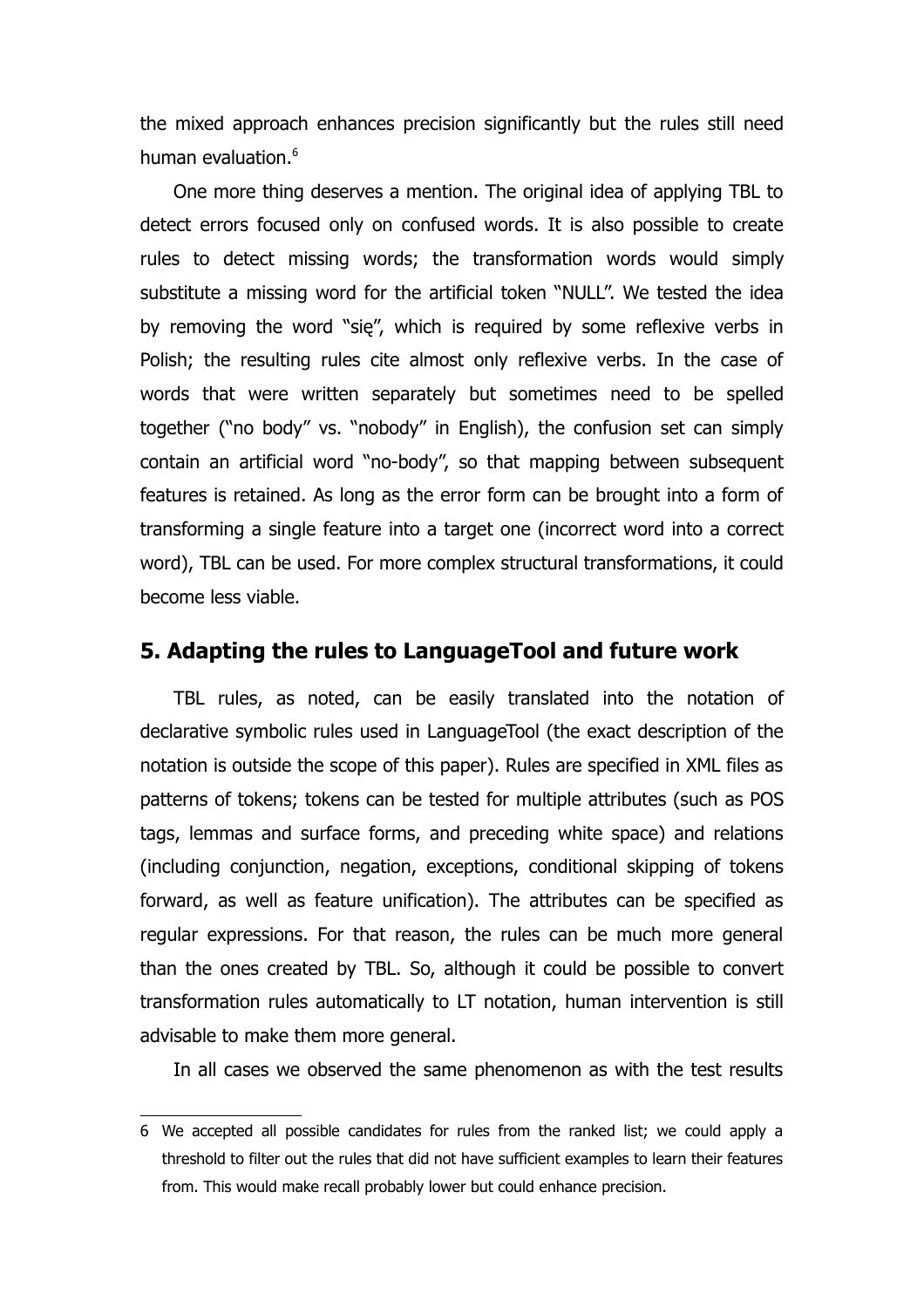the mixed approach enhances precision significantly but the rules still need human evaluation.[6]

One more thing deserves a mention. The original idea of applying TBL to detect errors focused only on confused words. It is also possible to create rules to detect missing words; the transformation words would simply substitute a missing word for the artificial token "NULL". We tested the idea by removing the word "się", which is required by some reflexive verbs in Polish; the resulting rules cite almost only reflexive verbs. In the case of words that were written separately but sometimes need to be spelled together ("no body" vs. "nobody" in English), the confusion set can simply contain an artificial word "no-body", so that mapping between subsequent features is retained. As long as the error form can be brought into a form of transforming a single feature into a target one (incorrect word into a correct word), TBL can be used. For more complex structural transformations, it could become less viable.

## 5. Adapting the rules to LanguageTool and future work

TBL rules, as noted, can be easily translated into the notation of declarative symbolic rules used in LanguageTool (the exact description of the notation is outside the scope of this paper). Rules are specified in XML files as patterns of tokens; tokens can be tested for multiple attributes (such as POS tags, lemmas and surface forms, and preceding white space) and relations (including conjunction, negation, exceptions, conditional skipping of tokens forward, as well as feature unification). The attributes can be specified as regular expressions. For that reason, the rules can be much more general than the ones created by TBL. So, although it could be possible to convert transformation rules automatically to LT notation, human intervention is still advisable to make them more general.

In all cases we observed the same phenomenon as with the test results

---

6 We accepted all possible candidates for rules from the ranked list; we could apply a threshold to filter out the rules that did not have sufficient examples to learn their features from. This would make recall probably lower but could enhance precision.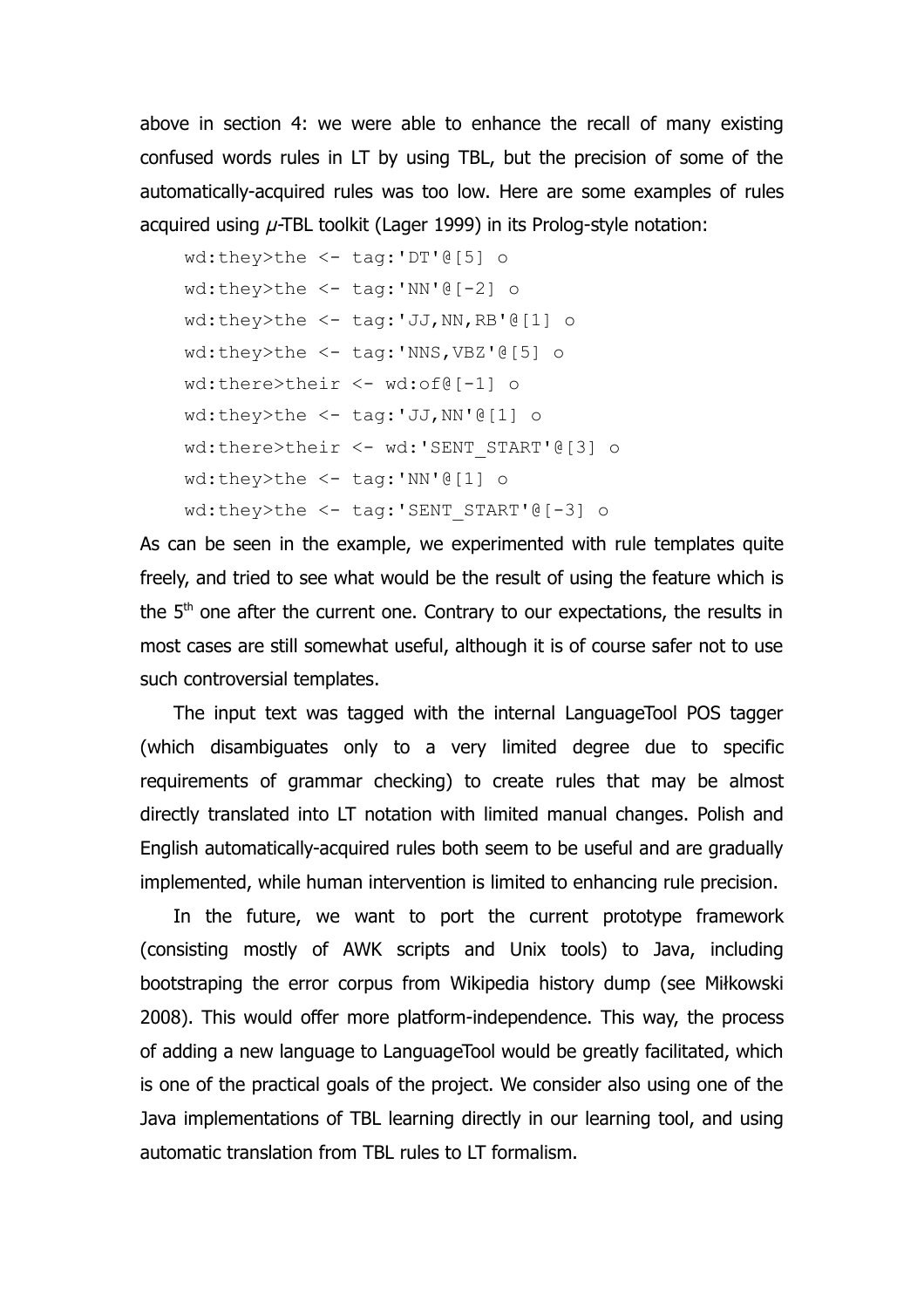above in section 4: we were able to enhance the recall of many existing confused words rules in LT by using TBL, but the precision of some of the automatically-acquired rules was too low. Here are some examples of rules acquired using *μ*-TBL toolkit (Lager 1999) in its Prolog-style notation:

```
wd:they>the <- tag:'DT'@[5] o
wd:they>the <- tag:'NN'@[-2] o
wd:they>the <- tag:'JJ,NN,RB'@[1] o
wd:they>the <- tag:'NNS,VBZ'@[5] o
wd:there>their <- wd:of@[-1] o
wd:they>the <- tag:'JJ,NN'@[1] o
wd:there>their <- wd:'SENT_START'@[3] o
wd:they>the <- tag:'NN'@[1] o
wd:they>the <- tag:'SENT_START'@[-3] o
```

As can be seen in the example, we experimented with rule templates quite freely, and tried to see what would be the result of using the feature which is the 5th one after the current one. Contrary to our expectations, the results in most cases are still somewhat useful, although it is of course safer not to use such controversial templates.

The input text was tagged with the internal LanguageTool POS tagger (which disambiguates only to a very limited degree due to specific requirements of grammar checking) to create rules that may be almost directly translated into LT notation with limited manual changes. Polish and English automatically-acquired rules both seem to be useful and are gradually implemented, while human intervention is limited to enhancing rule precision.

In the future, we want to port the current prototype framework (consisting mostly of AWK scripts and Unix tools) to Java, including bootstraping the error corpus from Wikipedia history dump (see Miłkowski 2008). This would offer more platform-independence. This way, the process of adding a new language to LanguageTool would be greatly facilitated, which is one of the practical goals of the project. We consider also using one of the Java implementations of TBL learning directly in our learning tool, and using automatic translation from TBL rules to LT formalism.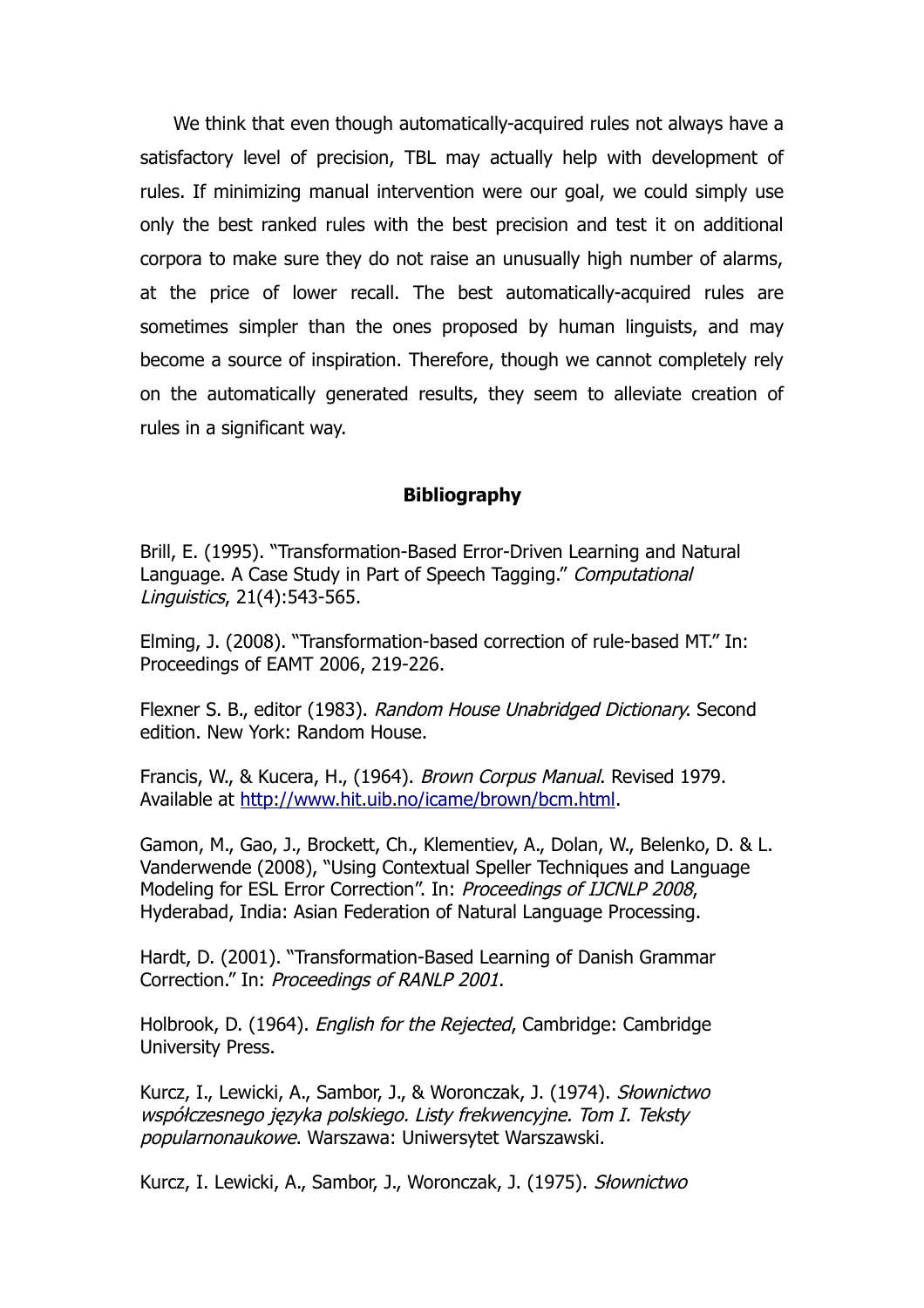We think that even though automatically-acquired rules not always have a satisfactory level of precision, TBL may actually help with development of rules. If minimizing manual intervention were our goal, we could simply use only the best ranked rules with the best precision and test it on additional corpora to make sure they do not raise an unusually high number of alarms, at the price of lower recall. The best automatically-acquired rules are sometimes simpler than the ones proposed by human linguists, and may become a source of inspiration. Therefore, though we cannot completely rely on the automatically generated results, they seem to alleviate creation of rules in a significant way.

## Bibliography

Brill, E. (1995). "Transformation-Based Error-Driven Learning and Natural Language. A Case Study in Part of Speech Tagging." *Computational Linguistics*, 21(4):543-565.

Elming, J. (2008). "Transformation-based correction of rule-based MT." In: Proceedings of EAMT 2006, 219-226.

Flexner S. B., editor (1983). *Random House Unabridged Dictionary*. Second edition. New York: Random House.

Francis, W., & Kucera, H., (1964). *Brown Corpus Manual*. Revised 1979. Available at http://www.hit.uib.no/icame/brown/bcm.html.

Gamon, M., Gao, J., Brockett, Ch., Klementiev, A., Dolan, W., Belenko, D. & L. Vanderwende (2008), "Using Contextual Speller Techniques and Language Modeling for ESL Error Correction". In: *Proceedings of IJCNLP 2008*, Hyderabad, India: Asian Federation of Natural Language Processing.

Hardt, D. (2001). "Transformation-Based Learning of Danish Grammar Correction." In: *Proceedings of RANLP 2001*.

Holbrook, D. (1964). *English for the Rejected*, Cambridge: Cambridge University Press.

Kurcz, I., Lewicki, A., Sambor, J., & Woronczak, J. (1974). *Słownictwo współczesnego języka polskiego. Listy frekwencyjne. Tom I. Teksty popularnonaukowe*. Warszawa: Uniwersytet Warszawski.

Kurcz, I. Lewicki, A., Sambor, J., Woronczak, J. (1975). *Słownictwo*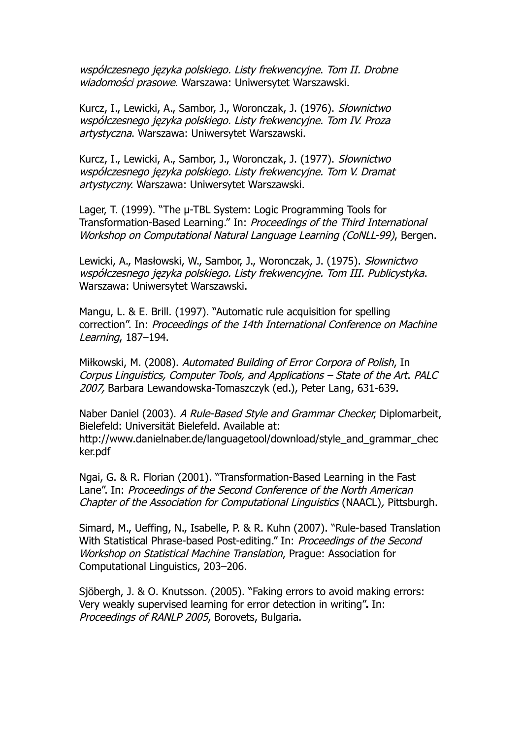*współczesnego języka polskiego. Listy frekwencyjne*. *Tom II. Drobne wiadomości prasowe*. Warszawa: Uniwersytet Warszawski.

Kurcz, I., Lewicki, A., Sambor, J., Woronczak, J. (1976). *Słownictwo współczesnego języka polskiego. Listy frekwencyjne. Tom IV. Proza artystyczna*. Warszawa: Uniwersytet Warszawski.

Kurcz, I., Lewicki, A., Sambor, J., Woronczak, J. (1977). *Słownictwo współczesnego języka polskiego. Listy frekwencyjne. Tom V. Dramat artystyczny.* Warszawa: Uniwersytet Warszawski.

Lager, T. (1999). "The µ-TBL System: Logic Programming Tools for Transformation-Based Learning." In: *Proceedings of the Third International Workshop on Computational Natural Language Learning (CoNLL-99)*, Bergen.

Lewicki, A., Masłowski, W., Sambor, J., Woronczak, J. (1975). *Słownictwo współczesnego języka polskiego. Listy frekwencyjne. Tom III. Publicystyka*. Warszawa: Uniwersytet Warszawski.

Mangu, L. & E. Brill. (1997). "Automatic rule acquisition for spelling correction". In: *Proceedings of the 14th International Conference on Machine Learning*, 187–194.

Miłkowski, M. (2008). *Automated Building of Error Corpora of Polish*, In *Corpus Linguistics, Computer Tools, and Applications – State of the Art. PALC 2007,* Barbara Lewandowska-Tomaszczyk (ed.), Peter Lang, 631-639.

Naber Daniel (2003). *A Rule-Based Style and Grammar Checker*, Diplomarbeit, Bielefeld: Universität Bielefeld. Available at: http://www.danielnaber.de/languagetool/download/style_and_grammar_checker.pdf

Ngai, G. & R. Florian (2001). "Transformation-Based Learning in the Fast Lane". In: *Proceedings of the Second Conference of the North American Chapter of the Association for Computational Linguistics* (NAACL)*,* Pittsburgh.

Simard, M., Ueffing, N., Isabelle, P. & R. Kuhn (2007). "Rule-based Translation With Statistical Phrase-based Post-editing." In: *Proceedings of the Second Workshop on Statistical Machine Translation*, Prague: Association for Computational Linguistics, 203–206.

Sjöbergh, J. & O. Knutsson. (2005). "Faking errors to avoid making errors: Very weakly supervised learning for error detection in writing"**.** In: *Proceedings of RANLP 2005*, Borovets, Bulgaria.